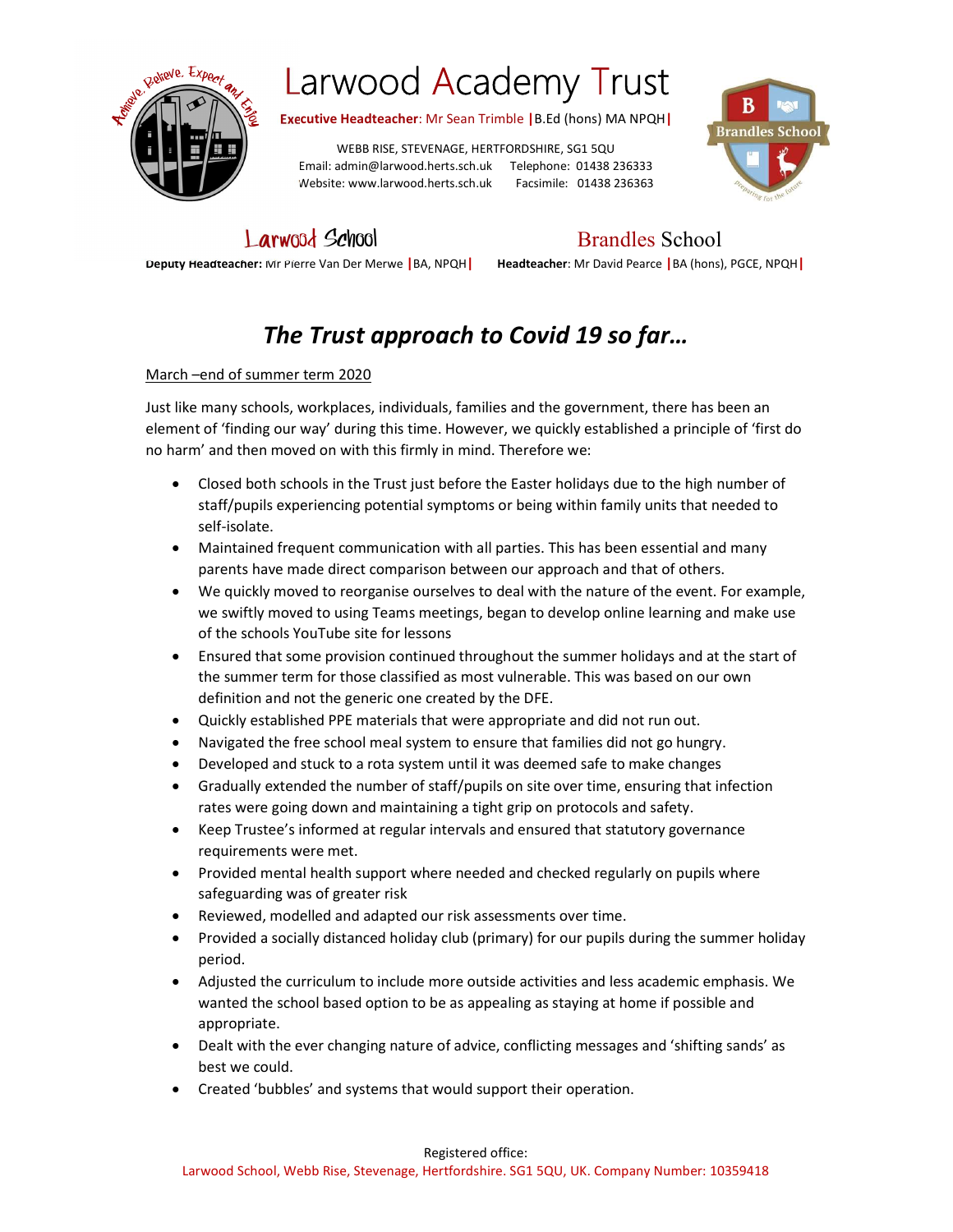# Larwood Academy Trust

**Executive Headteacher**: Mr Sean Trimble | B.Ed (hons) MA NPQH |

WEBB RISE, STEVENAGE, HERTFORDSHIRE, SG1 5QU
Email: admin@larwood.herts.sch.uk Telephone: 01438 236333
Website: www.larwood.herts.sch.uk Facsimile: 01438 236363

**Larwood School**
**Deputy Headteacher:** Mr Pierre Van Der Merwe | BA, NPQH |

**Brandles School**
**Headteacher**: Mr David Pearce | BA (hons), PGCE, NPQH |

## *The Trust approach to Covid 19 so far…*

March –end of summer term 2020

Just like many schools, workplaces, individuals, families and the government, there has been an element of 'finding our way' during this time. However, we quickly established a principle of 'first do no harm' and then moved on with this firmly in mind. Therefore we:

- Closed both schools in the Trust just before the Easter holidays due to the high number of staff/pupils experiencing potential symptoms or being within family units that needed to self-isolate.
- Maintained frequent communication with all parties. This has been essential and many parents have made direct comparison between our approach and that of others.
- We quickly moved to reorganise ourselves to deal with the nature of the event. For example, we swiftly moved to using Teams meetings, began to develop online learning and make use of the schools YouTube site for lessons
- Ensured that some provision continued throughout the summer holidays and at the start of the summer term for those classified as most vulnerable. This was based on our own definition and not the generic one created by the DFE.
- Quickly established PPE materials that were appropriate and did not run out.
- Navigated the free school meal system to ensure that families did not go hungry.
- Developed and stuck to a rota system until it was deemed safe to make changes
- Gradually extended the number of staff/pupils on site over time, ensuring that infection rates were going down and maintaining a tight grip on protocols and safety.
- Keep Trustee's informed at regular intervals and ensured that statutory governance requirements were met.
- Provided mental health support where needed and checked regularly on pupils where safeguarding was of greater risk
- Reviewed, modelled and adapted our risk assessments over time.
- Provided a socially distanced holiday club (primary) for our pupils during the summer holiday period.
- Adjusted the curriculum to include more outside activities and less academic emphasis. We wanted the school based option to be as appealing as staying at home if possible and appropriate.
- Dealt with the ever changing nature of advice, conflicting messages and 'shifting sands' as best we could.
- Created 'bubbles' and systems that would support their operation.

Registered office:
Larwood School, Webb Rise, Stevenage, Hertfordshire. SG1 5QU, UK. Company Number: 10359418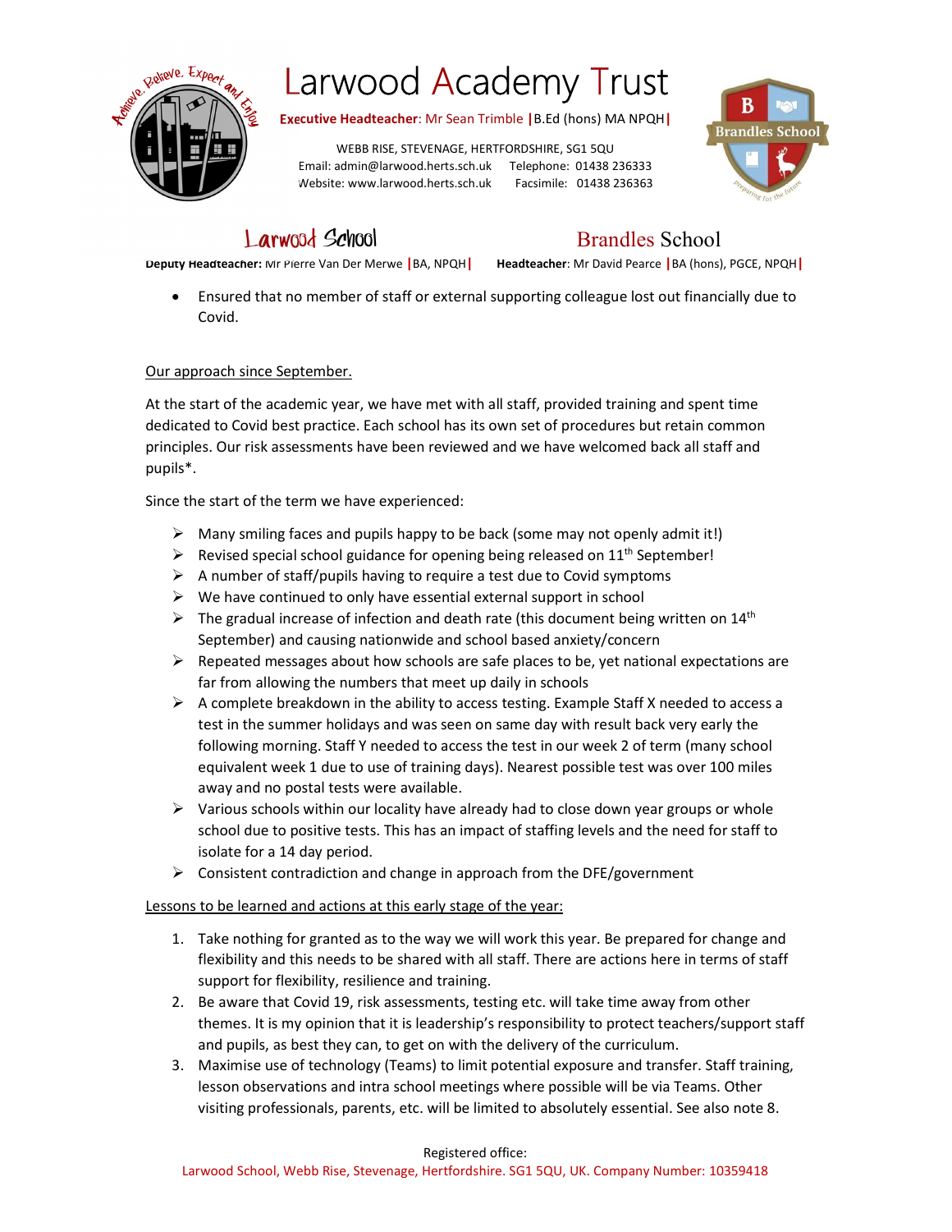- Ensured that no member of staff or external supporting colleague lost out financially due to Covid.

Our approach since September.

At the start of the academic year, we have met with all staff, provided training and spent time dedicated to Covid best practice. Each school has its own set of procedures but retain common principles. Our risk assessments have been reviewed and we have welcomed back all staff and pupils*.

Since the start of the term we have experienced:

- Many smiling faces and pupils happy to be back (some may not openly admit it!)
- Revised special school guidance for opening being released on 11th September!
- A number of staff/pupils having to require a test due to Covid symptoms
- We have continued to only have essential external support in school
- The gradual increase of infection and death rate (this document being written on 14th September) and causing nationwide and school based anxiety/concern
- Repeated messages about how schools are safe places to be, yet national expectations are far from allowing the numbers that meet up daily in schools
- A complete breakdown in the ability to access testing. Example Staff X needed to access a test in the summer holidays and was seen on same day with result back very early the following morning. Staff Y needed to access the test in our week 2 of term (many school equivalent week 1 due to use of training days). Nearest possible test was over 100 miles away and no postal tests were available.
- Various schools within our locality have already had to close down year groups or whole school due to positive tests. This has an impact of staffing levels and the need for staff to isolate for a 14 day period.
- Consistent contradiction and change in approach from the DFE/government

Lessons to be learned and actions at this early stage of the year:

1. Take nothing for granted as to the way we will work this year. Be prepared for change and flexibility and this needs to be shared with all staff. There are actions here in terms of staff support for flexibility, resilience and training.
2. Be aware that Covid 19, risk assessments, testing etc. will take time away from other themes. It is my opinion that it is leadership's responsibility to protect teachers/support staff and pupils, as best they can, to get on with the delivery of the curriculum.
3. Maximise use of technology (Teams) to limit potential exposure and transfer. Staff training, lesson observations and intra school meetings where possible will be via Teams. Other visiting professionals, parents, etc. will be limited to absolutely essential. See also note 8.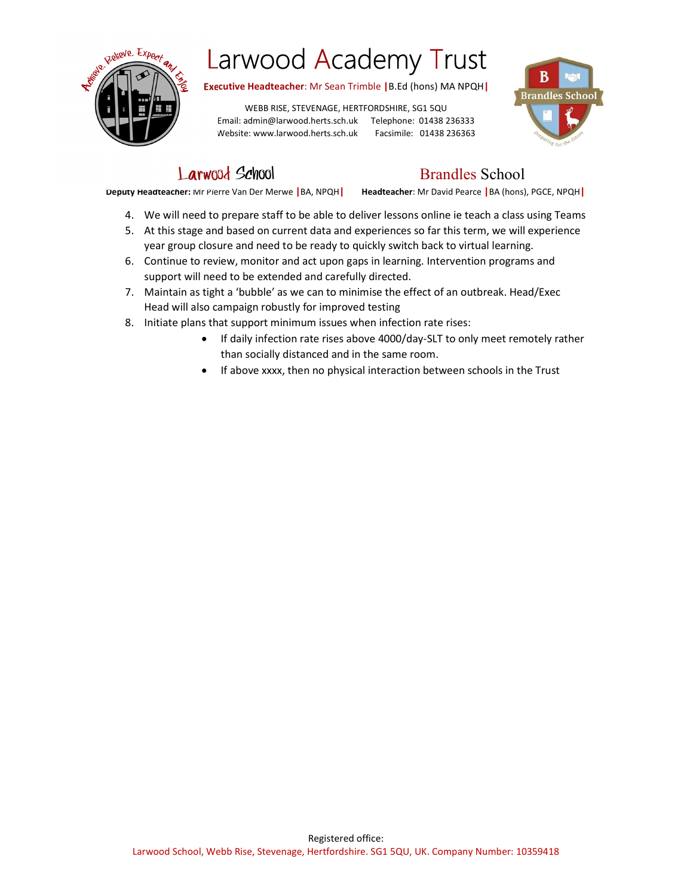4. We will need to prepare staff to be able to deliver lessons online ie teach a class using Teams
5. At this stage and based on current data and experiences so far this term, we will experience year group closure and need to be ready to quickly switch back to virtual learning.
6. Continue to review, monitor and act upon gaps in learning. Intervention programs and support will need to be extended and carefully directed.
7. Maintain as tight a 'bubble' as we can to minimise the effect of an outbreak. Head/Exec Head will also campaign robustly for improved testing
8. Initiate plans that support minimum issues when infection rate rises:
    - If daily infection rate rises above 4000/day-SLT to only meet remotely rather than socially distanced and in the same room.
    - If above xxxx, then no physical interaction between schools in the Trust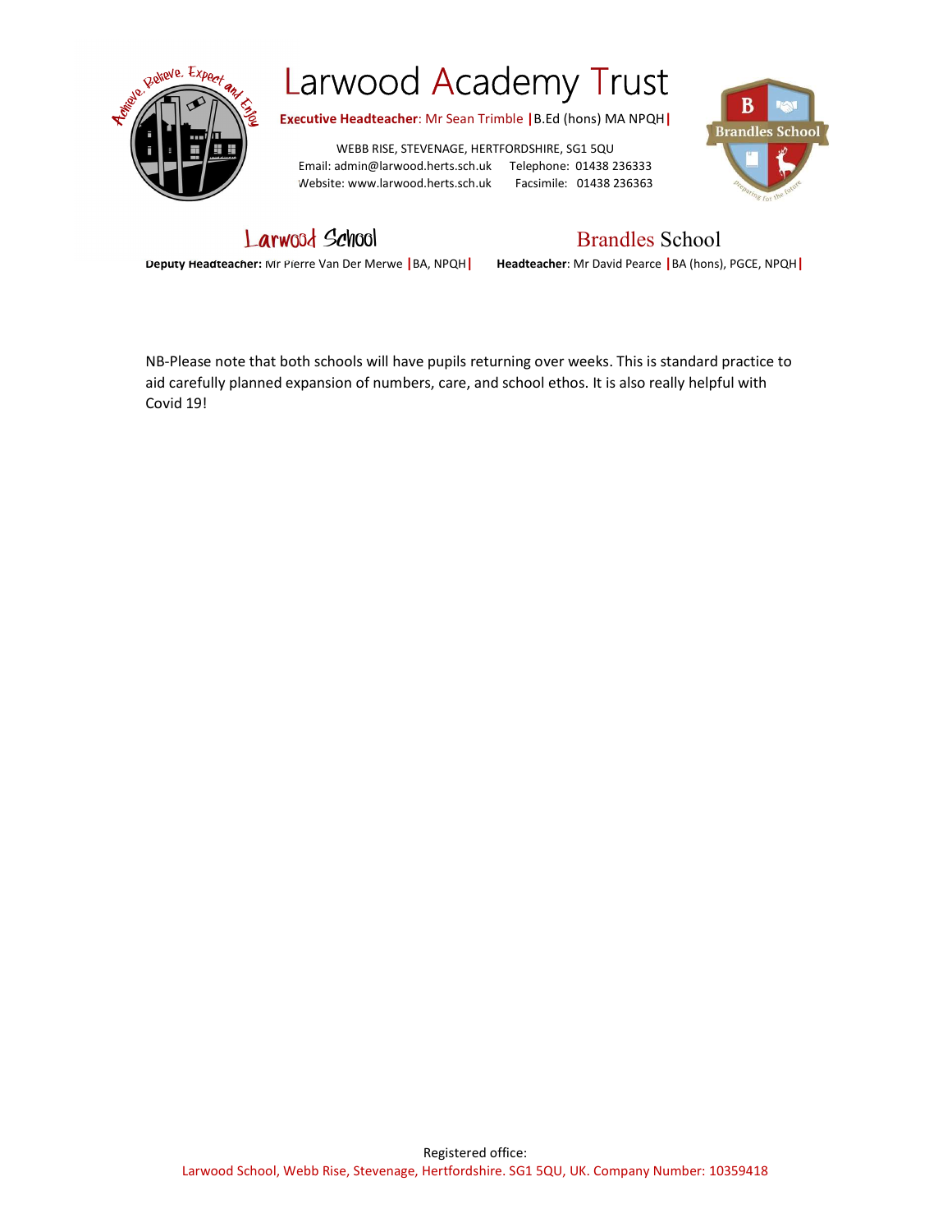# Larwood Academy Trust

**Executive Headteacher**: Mr Sean Trimble |B.Ed (hons) MA NPQH|

WEBB RISE, STEVENAGE, HERTFORDSHIRE, SG1 5QU
Email: admin@larwood.herts.sch.uk Telephone: 01438 236333
Website: www.larwood.herts.sch.uk Facsimile: 01438 236363

**Larwood School**
**Deputy Headteacher:** Mr Pierre Van Der Merwe |BA, NPQH|

**Brandles School**
**Headteacher**: Mr David Pearce |BA (hons), PGCE, NPQH|

NB-Please note that both schools will have pupils returning over weeks. This is standard practice to aid carefully planned expansion of numbers, care, and school ethos. It is also really helpful with Covid 19!

Registered office:
Larwood School, Webb Rise, Stevenage, Hertfordshire. SG1 5QU, UK. Company Number: 10359418